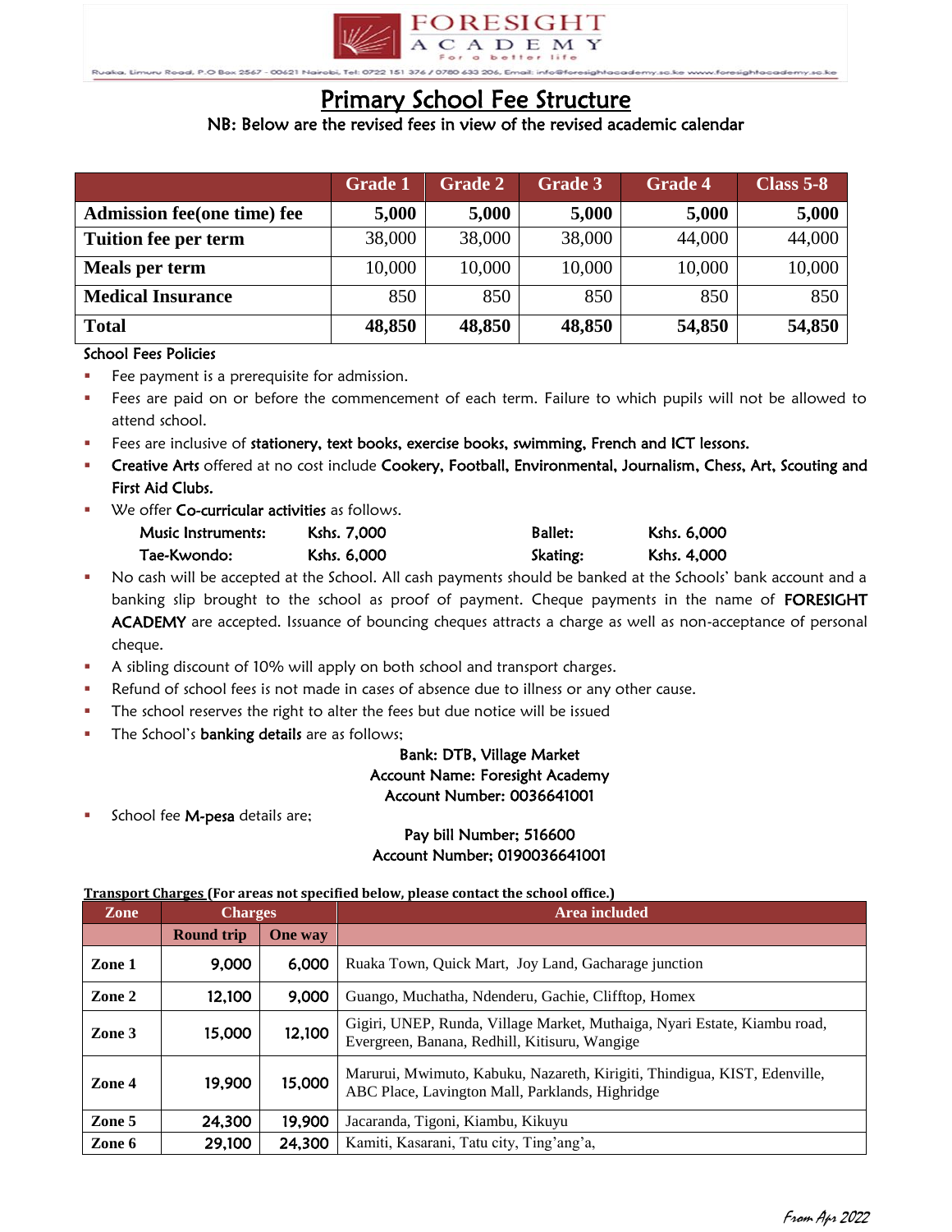FORESIGHT ACADEMY

*For a better life*

Ruaka, Limuru Road, P.O Box 2567 - 00621 Nairobi, Tel: 0722 151 376 / 0780 633 206, Email: info@foresightacademy.sc.ke www.foresightacademy.sc.ke

# Primary School Fee Structure

NB: Below are the revised fees in view of the revised academic calendar

| | Grade 1 | Grade 2 | Grade 3 | Grade 4 | Class 5-8 |
|---|---|---|---|---|---|
| **Admission fee(one time) fee** | **5,000** | **5,000** | **5,000** | **5,000** | **5,000** |
| **Tuition fee per term** | 38,000 | 38,000 | 38,000 | 44,000 | 44,000 |
| **Meals per term** | 10,000 | 10,000 | 10,000 | 10,000 | 10,000 |
| **Medical Insurance** | 850 | 850 | 850 | 850 | 850 |
| **Total** | **48,850** | **48,850** | **48,850** | **54,850** | **54,850** |

School Fees Policies

- Fee payment is a prerequisite for admission.
- Fees are paid on or before the commencement of each term. Failure to which pupils will not be allowed to attend school.
- Fees are inclusive of **stationery, text books, exercise books, swimming, French and ICT lessons.**
- **Creative Arts** offered at no cost include **Cookery, Football, Environmental, Journalism, Chess, Art, Scouting and First Aid Clubs.**
- We offer **Co-curricular activities** as follows.

  | | | | |
  |---|---|---|---|
  | Music Instruments: | Kshs. 7,000 | Ballet: | Kshs. 6,000 |
  | Tae-Kwondo: | Kshs. 6,000 | Skating: | Kshs. 4,000 |

- No cash will be accepted at the School. All cash payments should be banked at the Schools' bank account and a banking slip brought to the school as proof of payment. Cheque payments in the name of **FORESIGHT ACADEMY** are accepted. Issuance of bouncing cheques attracts a charge as well as non-acceptance of personal cheque.
- A sibling discount of 10% will apply on both school and transport charges.
- Refund of school fees is not made in cases of absence due to illness or any other cause.
- The school reserves the right to alter the fees but due notice will be issued
- The School's **banking details** are as follows;

  Bank: DTB, Village Market
  Account Name: Foresight Academy
  Account Number: 0036641001

- School fee **M-pesa** details are;

  Pay bill Number; 516600
  Account Number; 0190036641001

**Transport Charges (For areas not specified below, please contact the school office.)**

| Zone | Charges | | Area included |
|---|---|---|---|
| | Round trip | One way | |
| **Zone 1** | 9,000 | 6,000 | Ruaka Town, Quick Mart, Joy Land, Gacharage junction |
| **Zone 2** | 12,100 | 9,000 | Guango, Muchatha, Ndenderu, Gachie, Clifftop, Homex |
| **Zone 3** | 15,000 | 12,100 | Gigiri, UNEP, Runda, Village Market, Muthaiga, Nyari Estate, Kiambu road, Evergreen, Banana, Redhill, Kitisuru, Wangige |
| **Zone 4** | 19,900 | 15,000 | Marurui, Mwimuto, Kabuku, Nazareth, Kirigiti, Thindigua, KIST, Edenville, ABC Place, Lavington Mall, Parklands, Highridge |
| **Zone 5** | 24,300 | 19,900 | Jacaranda, Tigoni, Kiambu, Kikuyu |
| **Zone 6** | 29,100 | 24,300 | Kamiti, Kasarani, Tatu city, Ting'ang'a, |

*From Apr 2022*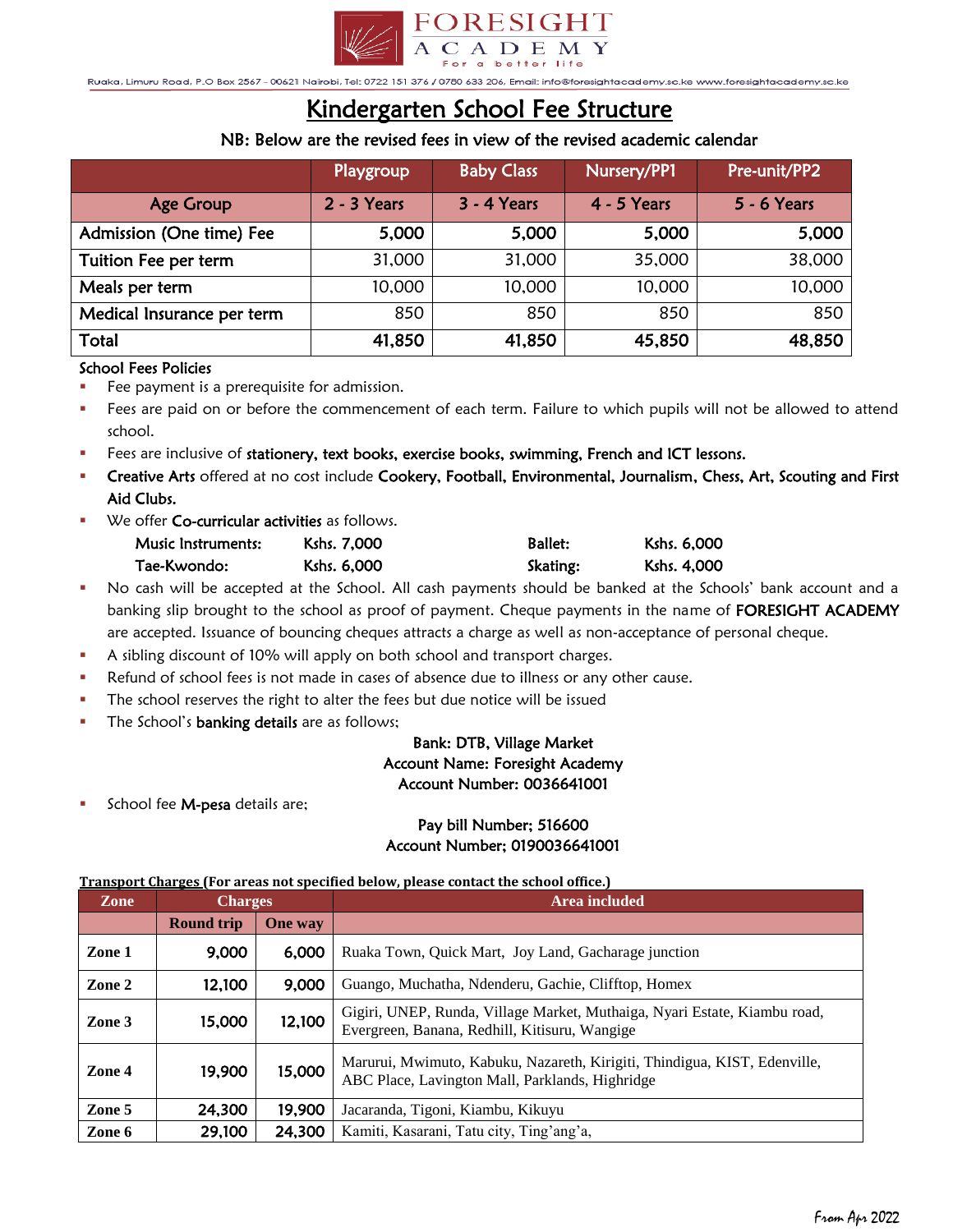# FORESIGHT ACADEMY

For a better life

Ruaka, Limuru Road, P.O Box 2567 - 00621 Nairobi, Tel: 0722 151 376 / 0780 633 206, Email: info@foresightacademy.sc.ke www.foresightacademy.sc.ke

## Kindergarten School Fee Structure

NB: Below are the revised fees in view of the revised academic calendar

| | Playgroup | Baby Class | Nursery/PP1 | Pre-unit/PP2 |
|---|---|---|---|---|
| Age Group | 2 - 3 Years | 3 - 4 Years | 4 - 5 Years | 5 - 6 Years |
| Admission (One time) Fee | 5,000 | 5,000 | 5,000 | 5,000 |
| Tuition Fee per term | 31,000 | 31,000 | 35,000 | 38,000 |
| Meals per term | 10,000 | 10,000 | 10,000 | 10,000 |
| Medical Insurance per term | 850 | 850 | 850 | 850 |
| **Total** | **41,850** | **41,850** | **45,850** | **48,850** |

School Fees Policies

- Fee payment is a prerequisite for admission.
- Fees are paid on or before the commencement of each term. Failure to which pupils will not be allowed to attend school.
- Fees are inclusive of stationery, text books, exercise books, swimming, French and ICT lessons.
- Creative Arts offered at no cost include Cookery, Football, Environmental, Journalism, Chess, Art, Scouting and First Aid Clubs.
- We offer Co-curricular activities as follows.

  | | | | |
  |---|---|---|---|
  | Music Instruments: | Kshs. 7,000 | Ballet: | Kshs. 6,000 |
  | Tae-Kwondo: | Kshs. 6,000 | Skating: | Kshs. 4,000 |

- No cash will be accepted at the School. All cash payments should be banked at the Schools' bank account and a banking slip brought to the school as proof of payment. Cheque payments in the name of FORESIGHT ACADEMY are accepted. Issuance of bouncing cheques attracts a charge as well as non-acceptance of personal cheque.
- A sibling discount of 10% will apply on both school and transport charges.
- Refund of school fees is not made in cases of absence due to illness or any other cause.
- The school reserves the right to alter the fees but due notice will be issued
- The School's banking details are as follows;

  Bank: DTB, Village Market
  Account Name: Foresight Academy
  Account Number: 0036641001

- School fee M-pesa details are;

  Pay bill Number; 516600
  Account Number; 0190036641001

**Transport Charges (For areas not specified below, please contact the school office.)**

| Zone | Charges | | Area included |
|---|---|---|---|
| | Round trip | One way | |
| Zone 1 | 9,000 | 6,000 | Ruaka Town, Quick Mart, Joy Land, Gacharage junction |
| Zone 2 | 12,100 | 9,000 | Guango, Muchatha, Ndenderu, Gachie, Clifftop, Homex |
| Zone 3 | 15,000 | 12,100 | Gigiri, UNEP, Runda, Village Market, Muthaiga, Nyari Estate, Kiambu road, Evergreen, Banana, Redhill, Kitisuru, Wangige |
| Zone 4 | 19,900 | 15,000 | Marurui, Mwimuto, Kabuku, Nazareth, Kirigiti, Thindigua, KIST, Edenville, ABC Place, Lavington Mall, Parklands, Highridge |
| Zone 5 | 24,300 | 19,900 | Jacaranda, Tigoni, Kiambu, Kikuyu |
| Zone 6 | 29,100 | 24,300 | Kamiti, Kasarani, Tatu city, Ting'ang'a, |

From Apr 2022